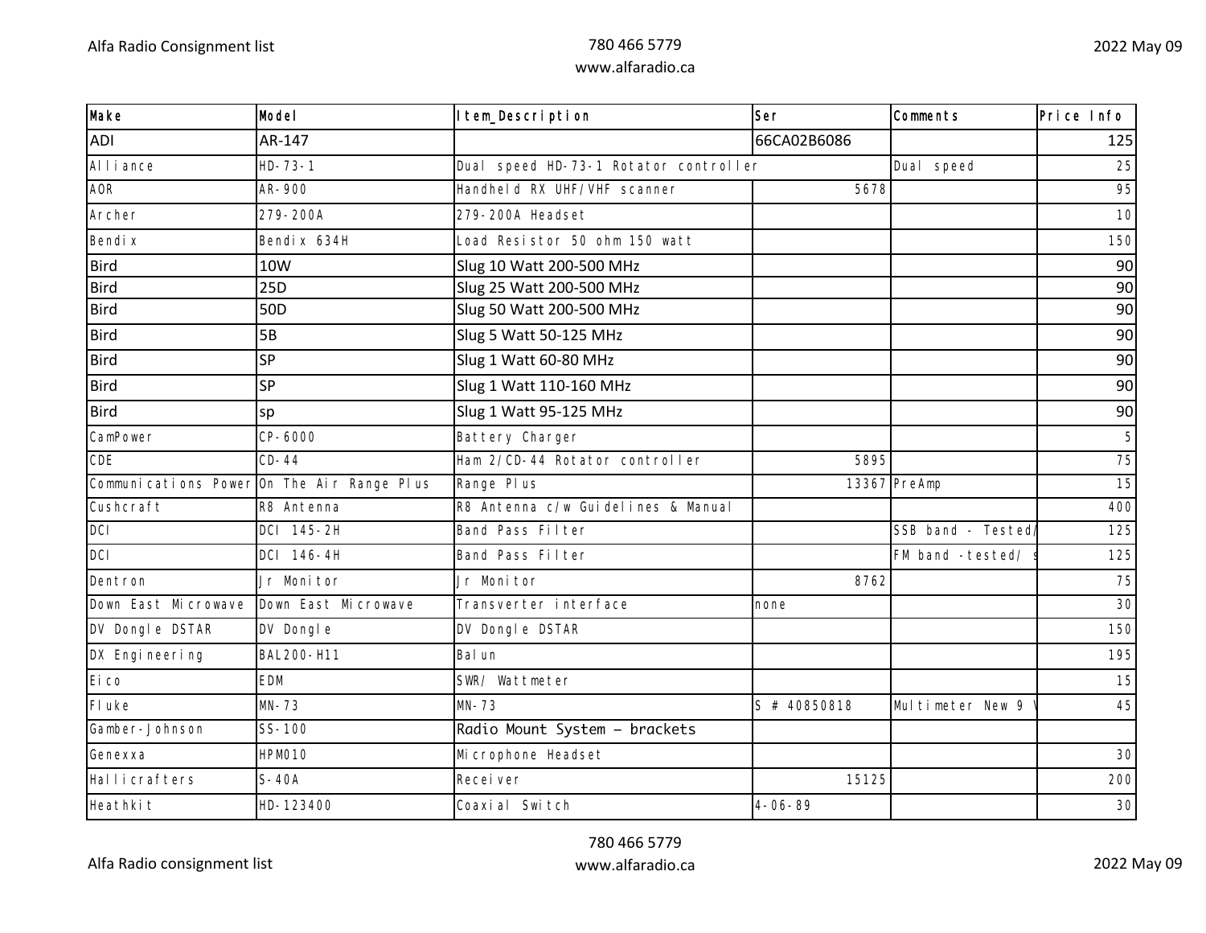| Make | Model | Item_Description | Ser | Comments | Price Info |
|---|---|---|---|---|---|
| ADI | AR-147 | | 66CA02B6086 | | 125 |
| Alliance | HD-73-1 | Dual speed HD-73-1 Rotator controller | | Dual speed | 25 |
| AOR | AR-900 | Handheld RX UHF/VHF scanner | 5678 | | 95 |
| Archer | 279-200A | 279-200A Headset | | | 10 |
| Bendix | Bendix 634H | Load Resistor 50 ohm 150 watt | | | 150 |
| Bird | 10W | Slug 10 Watt 200-500 MHz | | | 90 |
| Bird | 25D | Slug 25 Watt 200-500 MHz | | | 90 |
| Bird | 50D | Slug 50 Watt 200-500 MHz | | | 90 |
| Bird | 5B | Slug 5 Watt 50-125 MHz | | | 90 |
| Bird | SP | Slug 1 Watt 60-80 MHz | | | 90 |
| Bird | SP | Slug 1 Watt 110-160 MHz | | | 90 |
| Bird | sp | Slug 1 Watt 95-125 MHz | | | 90 |
| CamPower | CP-6000 | Battery Charger | | | 5 |
| CDE | CD-44 | Ham 2/CD-44 Rotator controller | 5895 | | 75 |
| Communications Power | On The Air Range Plus | Range Plus | 13367 | PreAmp | 15 |
| Cushcraft | R8 Antenna | R8 Antenna c/w Guidelines & Manual | | | 400 |
| DCI | DCI 145-2H | Band Pass Filter | | SSB band - Tested/ | 125 |
| DCI | DCI 146-4H | Band Pass Filter | | FM band -tested/ s | 125 |
| Dentron | Jr Monitor | Jr Monitor | 8762 | | 75 |
| Down East Microwave | Down East Microwave | Transverter interface | none | | 30 |
| DV Dongle DSTAR | DV Dongle | DV Dongle DSTAR | | | 150 |
| DX Engineering | BAL200-H11 | Balun | | | 195 |
| Eico | EDM | SWR/ Wattmeter | | | 15 |
| Fluke | MN-73 | MN-73 | S # 40850818 | Multimeter New 9 V | 45 |
| Gamber-Johnson | SS-100 | Radio Mount System – brackets | | | |
| Genexxa | HPM010 | Microphone Headset | | | 30 |
| Hallicrafters | S-40A | Receiver | 15125 | | 200 |
| Heathkit | HD-123400 | Coaxial Switch | 4-06-89 | | 30 |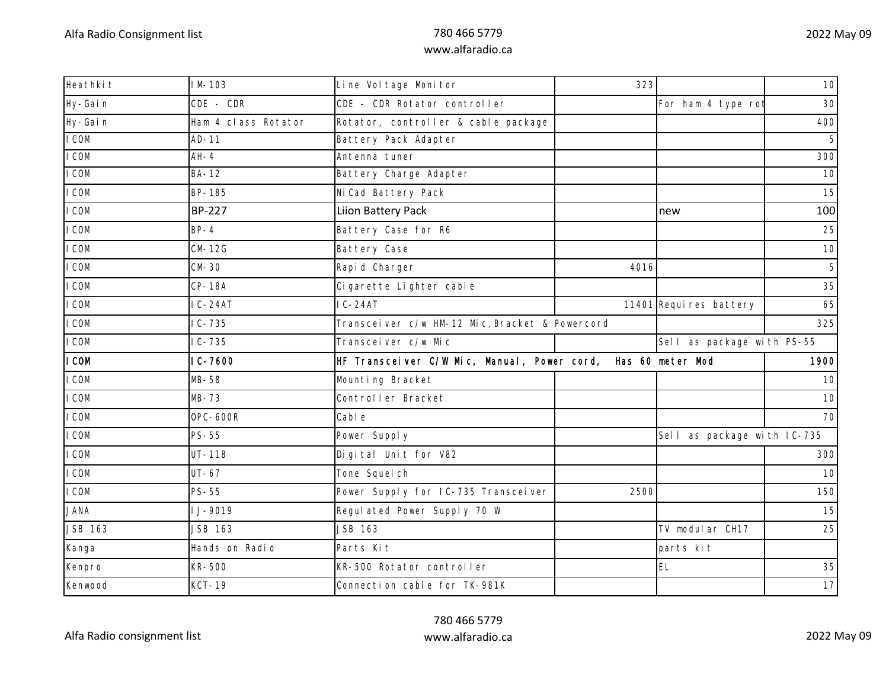| Heathkit | IM-103 | Line Voltage Monitor | 323 | | 10 |
|---|---|---|---|---|---|
| Hy-Gain | CDE - CDR | CDE - CDR Rotator controller | | For ham 4 type rot | 30 |
| Hy-Gain | Ham 4 class Rotator | Rotator, controller & cable package | | | 400 |
| ICOM | AD-11 | Battery Pack Adapter | | | 5 |
| ICOM | AH-4 | Antenna tuner | | | 300 |
| ICOM | BA-12 | Battery Charge Adapter | | | 10 |
| ICOM | BP-185 | NiCad Battery Pack | | | 15 |
| ICOM | BP-227 | Liion Battery Pack | | new | 100 |
| ICOM | BP-4 | Battery Case for R6 | | | 25 |
| ICOM | CM-12G | Battery Case | | | 10 |
| ICOM | CM-30 | Rapid Charger | 4016 | | 5 |
| ICOM | CP-18A | Cigarette Lighter cable | | | 35 |
| ICOM | IC-24AT | IC-24AT | 11401 | Requires battery | 65 |
| ICOM | IC-735 | Transceiver c/w HM-12 Mic,Bracket & Powercord | | | 325 |
| ICOM | IC-735 | Transceiver c/w Mic | | Sell as package with PS-55 | |
| **ICOM** | **IC-7600** | **HF Transceiver C/W Mic, Manual, Power cord, Has 60 meter Mod** | | | **1900** |
| ICOM | MB-58 | Mounting Bracket | | | 10 |
| ICOM | MB-73 | Controller Bracket | | | 10 |
| ICOM | OPC-600R | Cable | | | 70 |
| ICOM | PS-55 | Power Supply | | Sell as package with IC-735 | |
| ICOM | UT-118 | Digital Unit for V82 | | | 300 |
| ICOM | UT-67 | Tone Squelch | | | 10 |
| ICOM | PS-55 | Power Supply for IC-735 Transceiver | 2500 | | 150 |
| JANA | IJ-9019 | Regulated Power Supply 70 W | | | 15 |
| JSB 163 | JSB 163 | JSB 163 | | TV modular CH17 | 25 |
| Kanga | Hands on Radio | Parts Kit | | parts kit | |
| Kenpro | KR-500 | KR-500 Rotator controller | | EL | 35 |
| Kenwood | KCT-19 | Connection cable for TK-981K | | | 17 |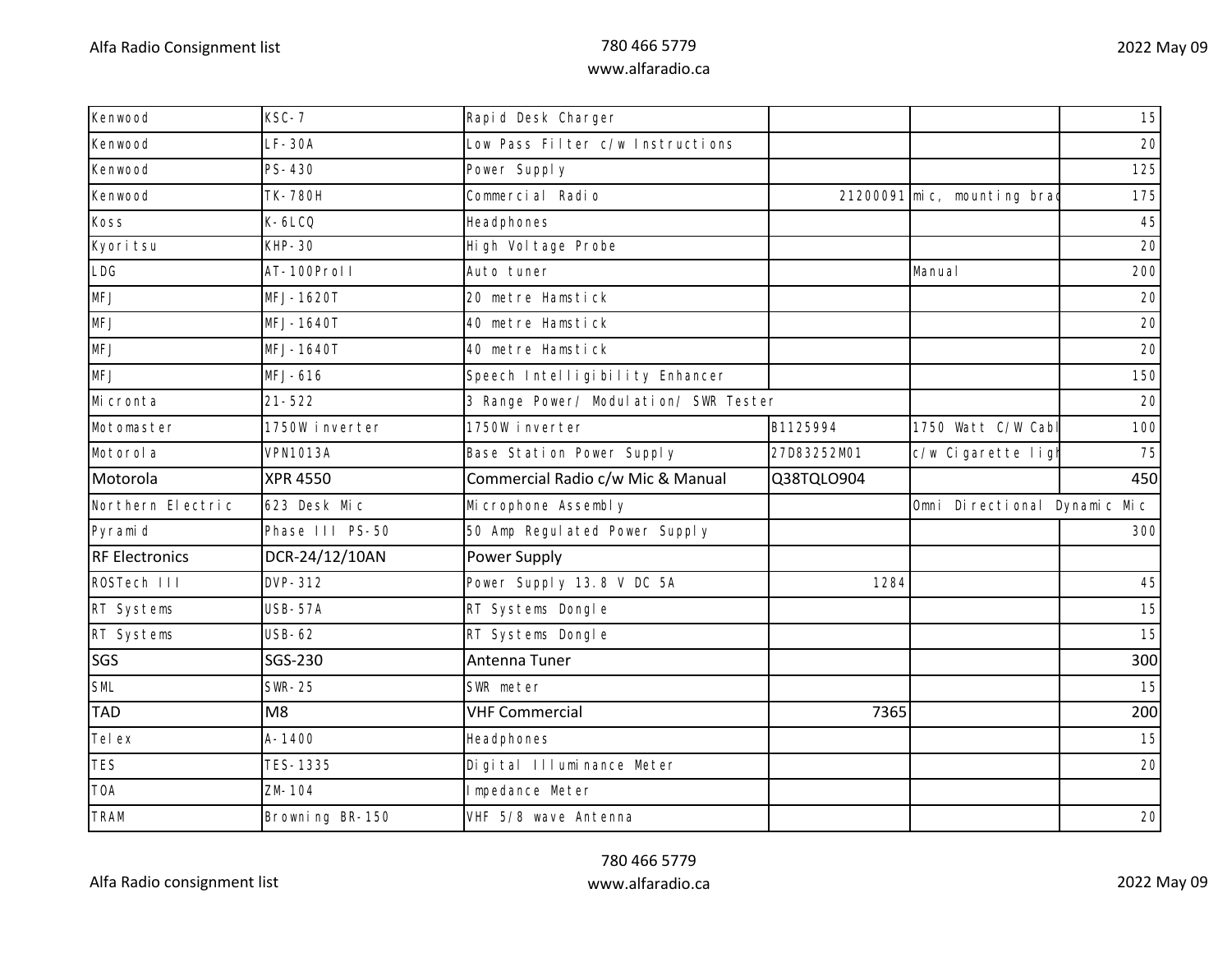| Kenwood | KSC-7 | Rapid Desk Charger | | | 15 |
|---|---|---|---|---|---|
| Kenwood | LF-30A | Low Pass Filter c/w Instructions | | | 20 |
| Kenwood | PS-430 | Power Supply | | | 125 |
| Kenwood | TK-780H | Commercial Radio | 21200091 | mic, mounting brac | 175 |
| Koss | K-6LCQ | Headphones | | | 45 |
| Kyoritsu | KHP-30 | High Voltage Probe | | | 20 |
| LDG | AT-100ProII | Auto tuner | | Manual | 200 |
| MFJ | MFJ-1620T | 20 metre Hamstick | | | 20 |
| MFJ | MFJ-1640T | 40 metre Hamstick | | | 20 |
| MFJ | MFJ-1640T | 40 metre Hamstick | | | 20 |
| MFJ | MFJ-616 | Speech Intelligibility Enhancer | | | 150 |
| Micronta | 21-522 | 3 Range Power/ Modulation/ SWR Tester | | | 20 |
| Motomaster | 1750W inverter | 1750W inverter | B1125994 | 1750 Watt C/W Cabl | 100 |
| Motorola | VPN1013A | Base Station Power Supply | 27D83252M01 | c/w Cigarette ligh | 75 |
| Motorola | XPR 4550 | Commercial Radio c/w Mic & Manual | Q38TQLO904 | | 450 |
| Northern Electric | 623 Desk Mic | Microphone Assembly | | Omni Directional Dynamic Mic | |
| Pyramid | Phase III PS-50 | 50 Amp Regulated Power Supply | | | 300 |
| RF Electronics | DCR-24/12/10AN | Power Supply | | | |
| ROSTech III | DVP-312 | Power Supply 13.8 V DC 5A | 1284 | | 45 |
| RT Systems | USB-57A | RT Systems Dongle | | | 15 |
| RT Systems | USB-62 | RT Systems Dongle | | | 15 |
| SGS | SGS-230 | Antenna Tuner | | | 300 |
| SML | SWR-25 | SWR meter | | | 15 |
| TAD | M8 | VHF Commercial | 7365 | | 200 |
| Telex | A-1400 | Headphones | | | 15 |
| TES | TES-1335 | Digital Illuminance Meter | | | 20 |
| TOA | ZM-104 | Impedance Meter | | | |
| TRAM | Browning BR-150 | VHF 5/8 wave Antenna | | | 20 |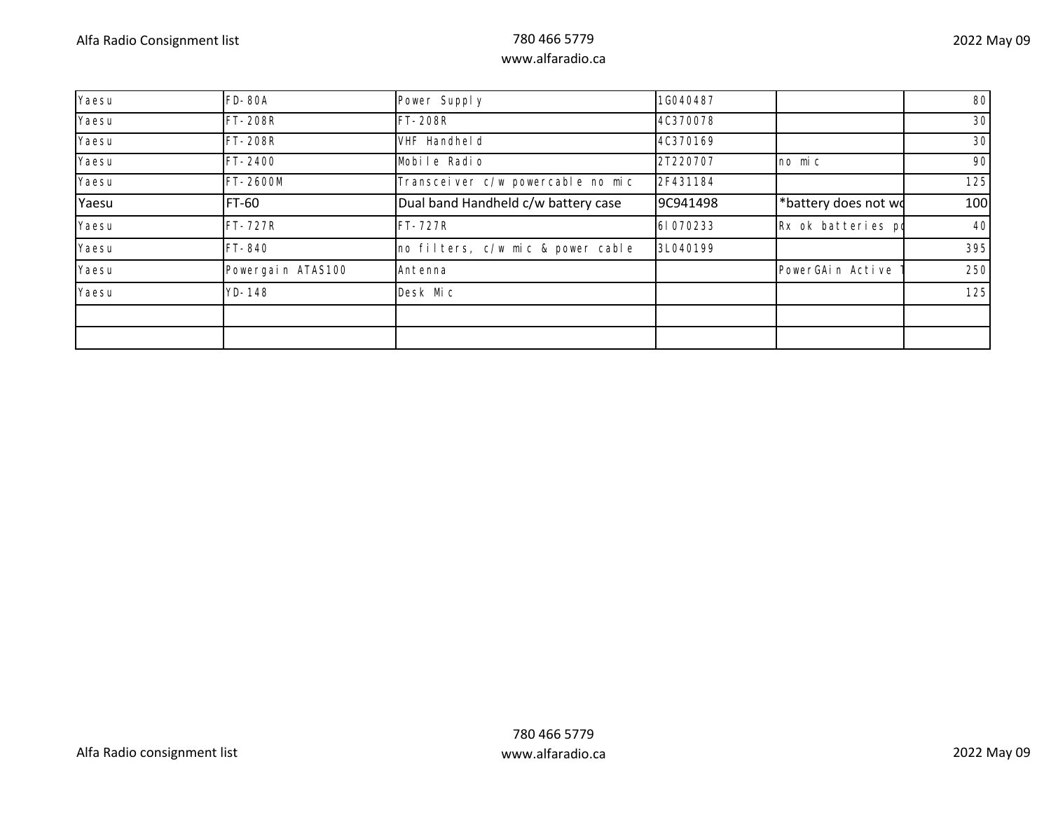| | | | | | |
|---|---|---|---|---|---|
| Yaesu | FD-80A | Power Supply | 1G040487 | | 80 |
| Yaesu | FT-208R | FT-208R | 4C370078 | | 30 |
| Yaesu | FT-208R | VHF Handheld | 4C370169 | | 30 |
| Yaesu | FT-2400 | Mobile Radio | 2T220707 | no mic | 90 |
| Yaesu | FT-2600M | Transceiver c/w powercable no mic | 2F431184 | | 125 |
| Yaesu | FT-60 | Dual band Handheld c/w battery case | 9C941498 | *battery does not wo | 100 |
| Yaesu | FT-727R | FT-727R | 6I070233 | Rx ok batteries po | 40 |
| Yaesu | FT-840 | no filters, c/w mic & power cable | 3L040199 | | 395 |
| Yaesu | Powergain ATAS100 | Antenna | | PowerGAin Active T | 250 |
| Yaesu | YD-148 | Desk Mic | | | 125 |
| | | | | | |
| | | | | | |